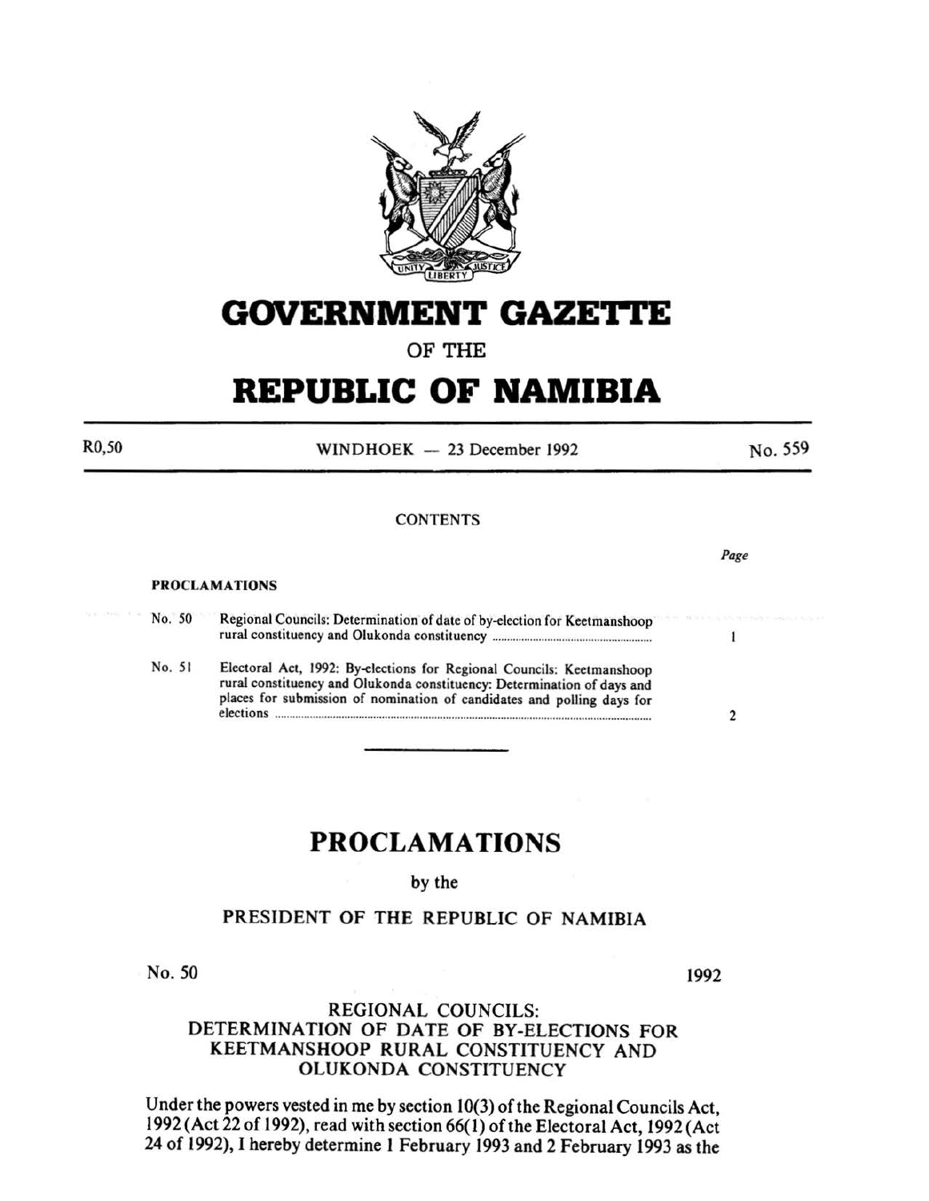# GOVERNMENT GAZETTE

OF THE

# REPUBLIC OF NAMIBIA

R0,50 WINDHOEK — 23 December 1992 No. 559

CONTENTS

| | | Page |
|---|---|---|
| **PROCLAMATIONS** | | |
| No. 50 | Regional Councils: Determination of date of by-election for Keetmanshoop rural constituency and Olukonda constituency ........................................ | 1 |
| No. 51 | Electoral Act, 1992: By-elections for Regional Councils: Keetmanshoop rural constituency and Olukonda constituency: Determination of days and places for submission of nomination of candidates and polling days for elections ........................................ | 2 |

## PROCLAMATIONS

by the

### PRESIDENT OF THE REPUBLIC OF NAMIBIA

No. 50 1992

### REGIONAL COUNCILS: DETERMINATION OF DATE OF BY-ELECTIONS FOR KEETMANSHOOP RURAL CONSTITUENCY AND OLUKONDA CONSTITUENCY

Under the powers vested in me by section 10(3) of the Regional Councils Act, 1992 (Act 22 of 1992), read with section 66(1) of the Electoral Act, 1992 (Act 24 of 1992), I hereby determine 1 February 1993 and 2 February 1993 as the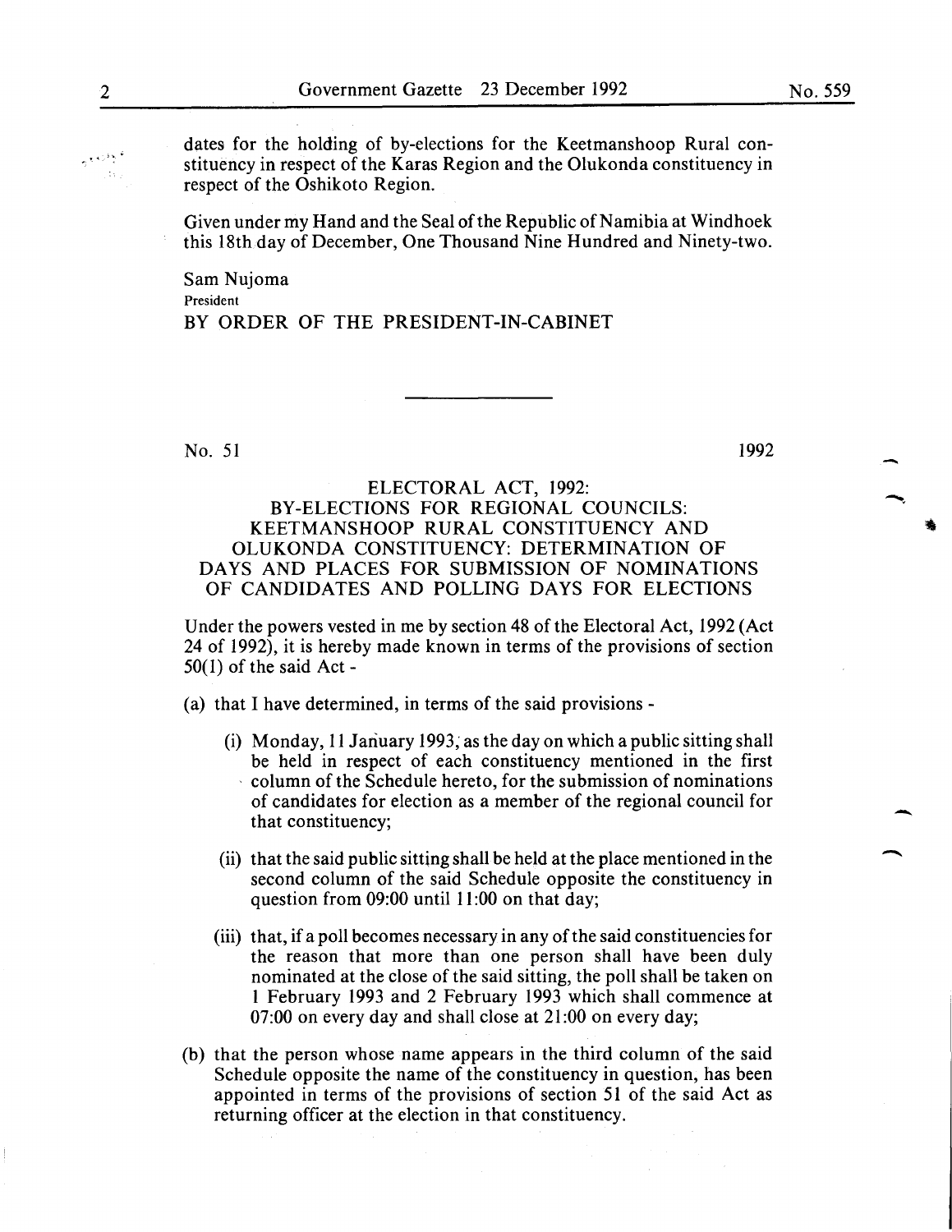dates for the holding of by-elections for the Keetmanshoop Rural constituency in respect of the Karas Region and the Olukonda constituency in respect of the Oshikoto Region.

Given under my Hand and the Seal of the Republic of Namibia at Windhoek this 18th day of December, One Thousand Nine Hundred and Ninety-two.

Sam Nujoma
President
BY ORDER OF THE PRESIDENT-IN-CABINET

---

No. 51 1992

## ELECTORAL ACT, 1992: BY-ELECTIONS FOR REGIONAL COUNCILS: KEETMANSHOOP RURAL CONSTITUENCY AND OLUKONDA CONSTITUENCY: DETERMINATION OF DAYS AND PLACES FOR SUBMISSION OF NOMINATIONS OF CANDIDATES AND POLLING DAYS FOR ELECTIONS

Under the powers vested in me by section 48 of the Electoral Act, 1992 (Act 24 of 1992), it is hereby made known in terms of the provisions of section 50(1) of the said Act -

(a) that I have determined, in terms of the said provisions -

(i) Monday, 11 January 1993, as the day on which a public sitting shall be held in respect of each constituency mentioned in the first column of the Schedule hereto, for the submission of nominations of candidates for election as a member of the regional council for that constituency;

(ii) that the said public sitting shall be held at the place mentioned in the second column of the said Schedule opposite the constituency in question from 09:00 until 11:00 on that day;

(iii) that, if a poll becomes necessary in any of the said constituencies for the reason that more than one person shall have been duly nominated at the close of the said sitting, the poll shall be taken on 1 February 1993 and 2 February 1993 which shall commence at 07:00 on every day and shall close at 21:00 on every day;

(b) that the person whose name appears in the third column of the said Schedule opposite the name of the constituency in question, has been appointed in terms of the provisions of section 51 of the said Act as returning officer at the election in that constituency.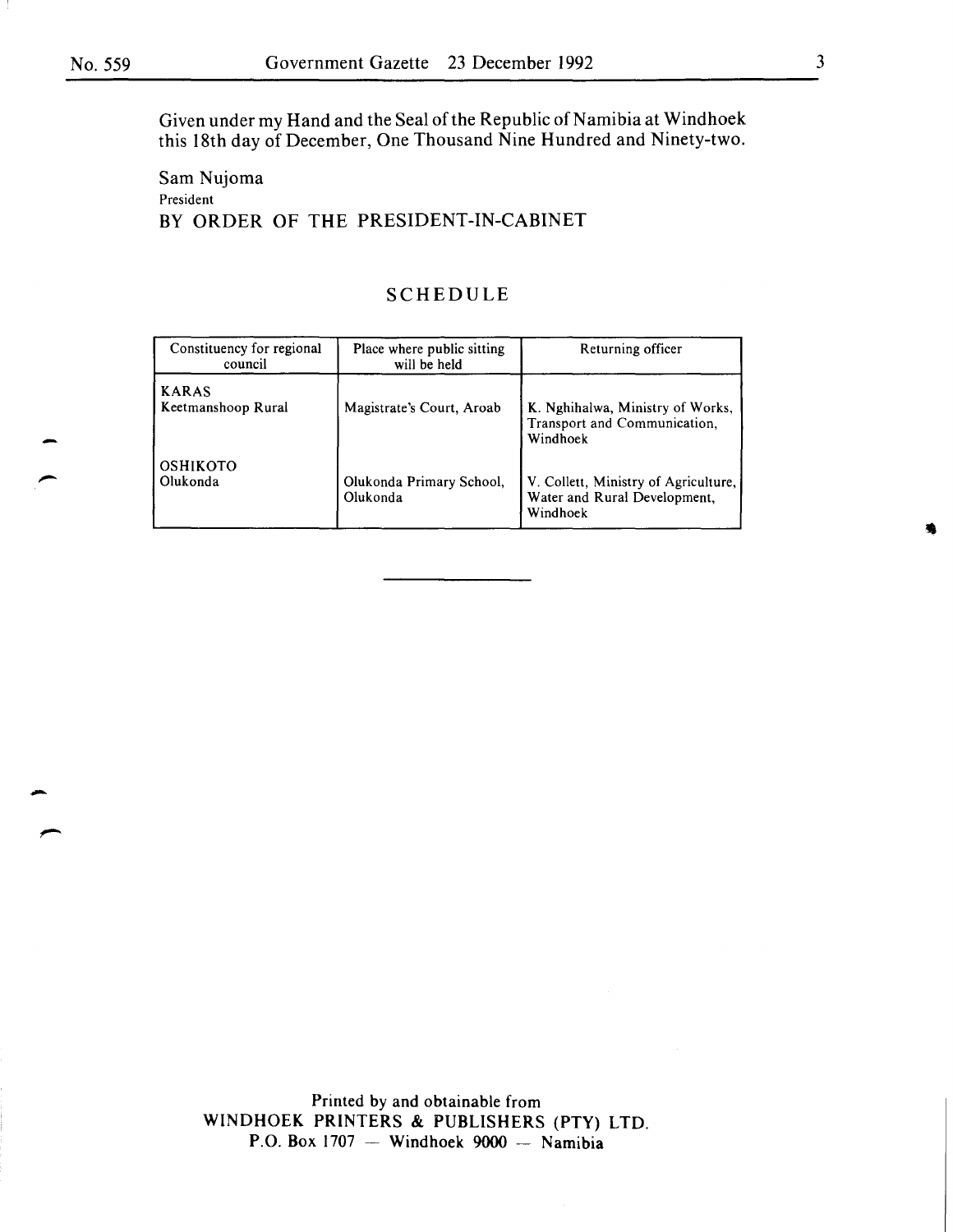Given under my Hand and the Seal of the Republic of Namibia at Windhoek this 18th day of December, One Thousand Nine Hundred and Ninety-two.

Sam Nujoma
President
BY ORDER OF THE PRESIDENT-IN-CABINET

## SCHEDULE

| Constituency for regional council | Place where public sitting will be held | Returning officer |
|---|---|---|
| KARAS<br>Keetmanshoop Rural | Magistrate's Court, Aroab | K. Nghihalwa, Ministry of Works, Transport and Communication, Windhoek |
| OSHIKOTO<br>Olukonda | Olukonda Primary School, Olukonda | V. Collett, Ministry of Agriculture, Water and Rural Development, Windhoek |

---

Printed by and obtainable from
WINDHOEK PRINTERS & PUBLISHERS (PTY) LTD.
P.O. Box 1707 — Windhoek 9000 — Namibia